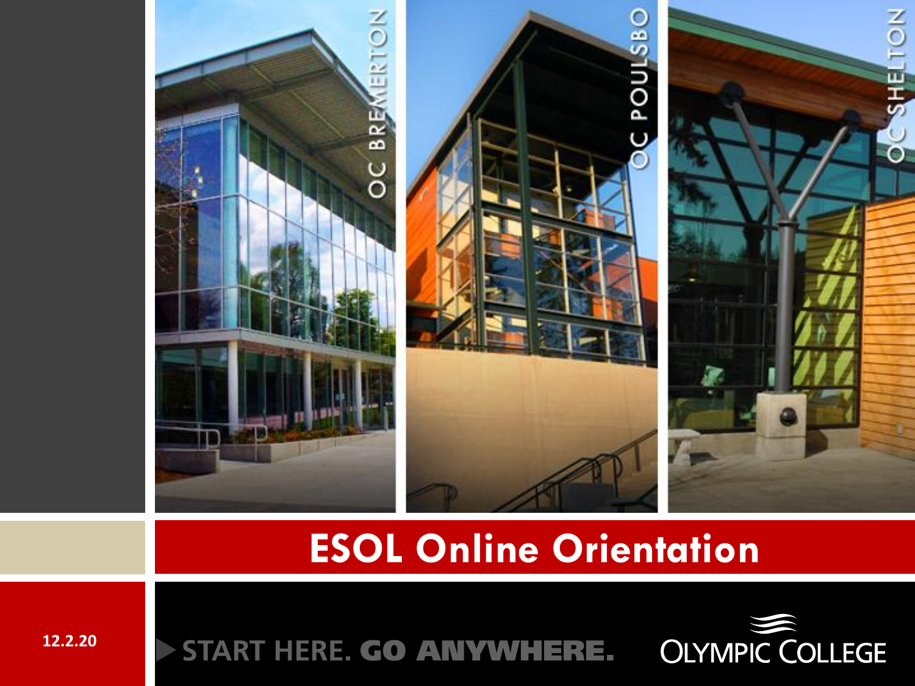OC BREMERTON

OC POULSBO

OC SHELTON

# ESOL Online Orientation

12.2.20

START HERE. **GO ANYWHERE.**

OLYMPIC COLLEGE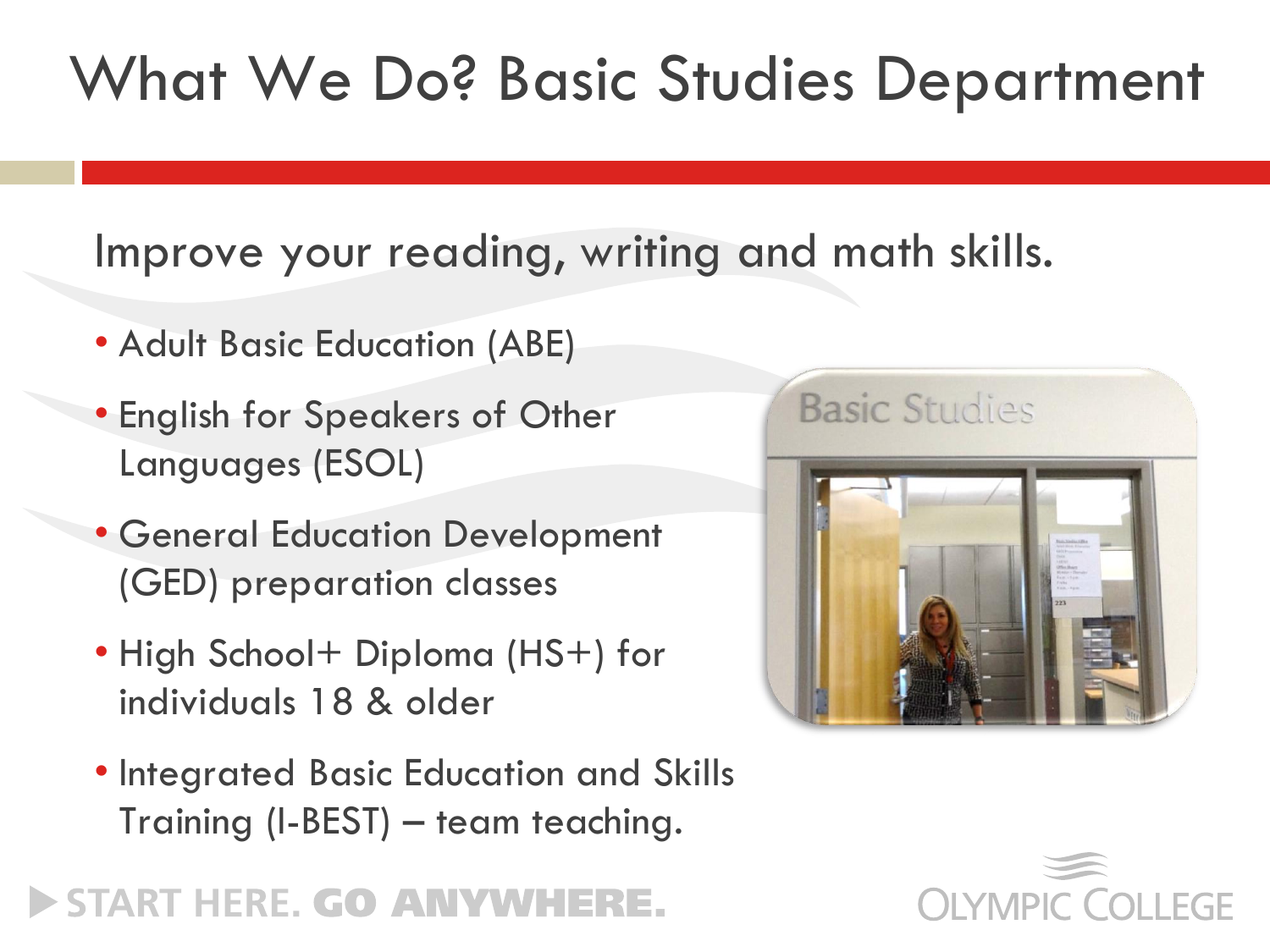# What We Do? Basic Studies Department

Improve your reading, writing and math skills.

- Adult Basic Education (ABE)
- English for Speakers of Other Languages (ESOL)
- General Education Development (GED) preparation classes
- High School+ Diploma (HS+) for individuals 18 & older
- Integrated Basic Education and Skills Training (I-BEST) – team teaching.

START HERE. **GO ANYWHERE.**

OLYMPIC COLLEGE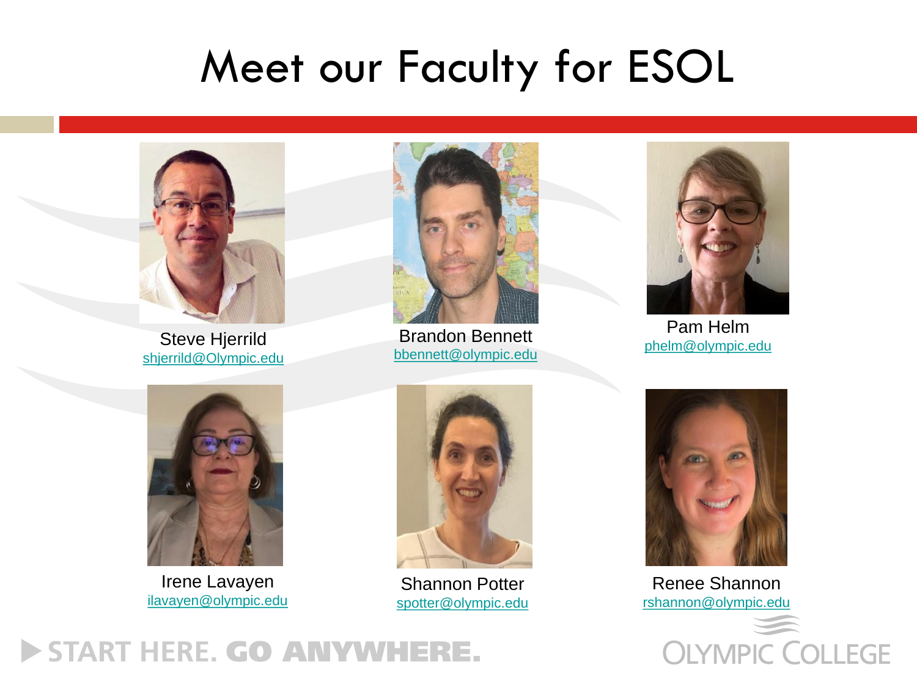# Meet our Faculty for ESOL

Steve Hjerrild
shjerrild@Olympic.edu

Brandon Bennett
bbennett@olympic.edu

Pam Helm
phelm@olympic.edu

Irene Lavayen
ilavayen@olympic.edu

Shannon Potter
spotter@olympic.edu

Renee Shannon
rshannon@olympic.edu

START HERE. **GO ANYWHERE.**

OLYMPIC COLLEGE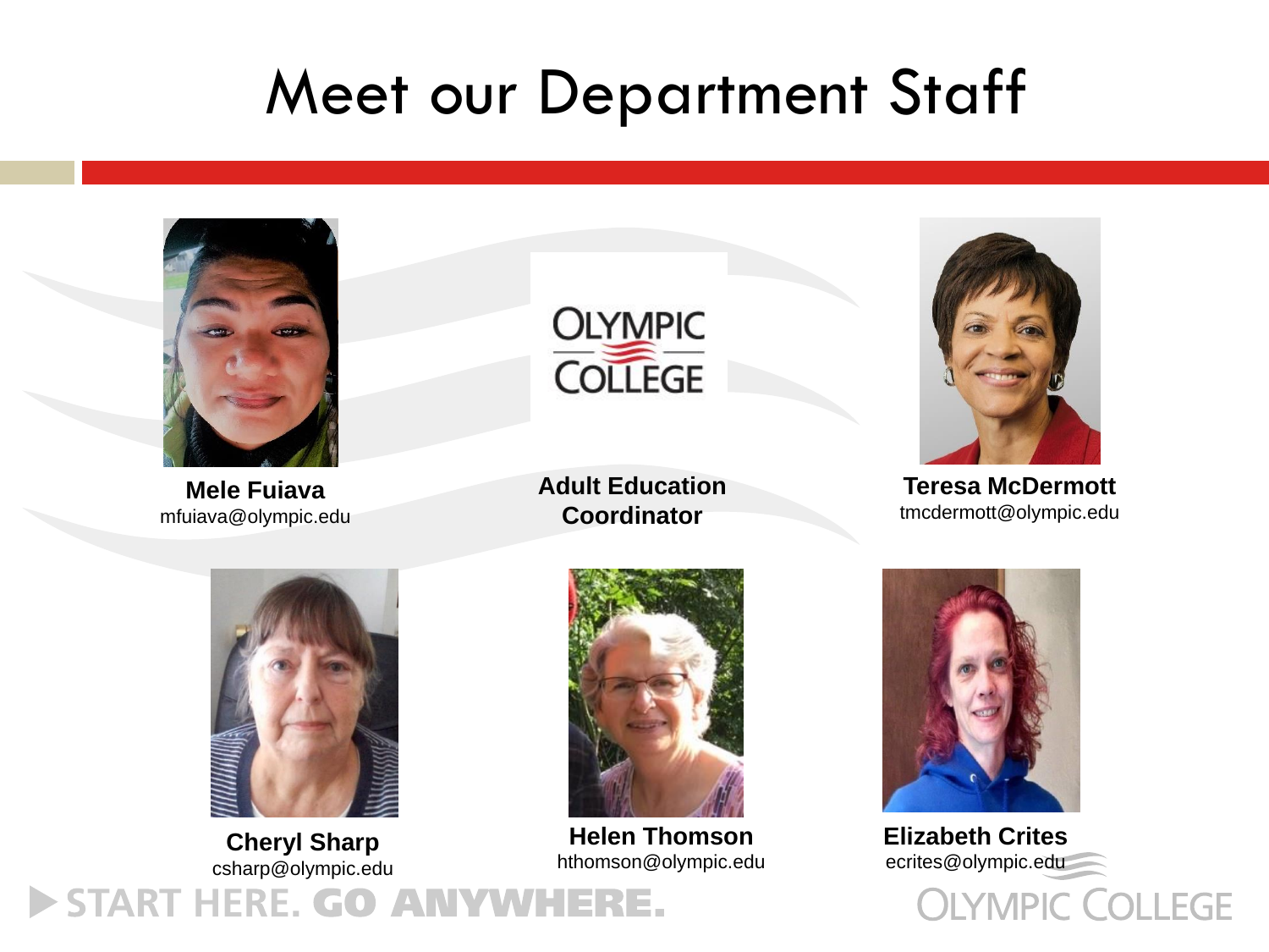# Meet our Department Staff

**Mele Fuiava**
mfuiava@olympic.edu

**Adult Education Coordinator**

**Teresa McDermott**
tmcdermott@olympic.edu

**Cheryl Sharp**
csharp@olympic.edu

**Helen Thomson**
hthomson@olympic.edu

**Elizabeth Crites**
ecrites@olympic.edu

START HERE. GO ANYWHERE.

OLYMPIC COLLEGE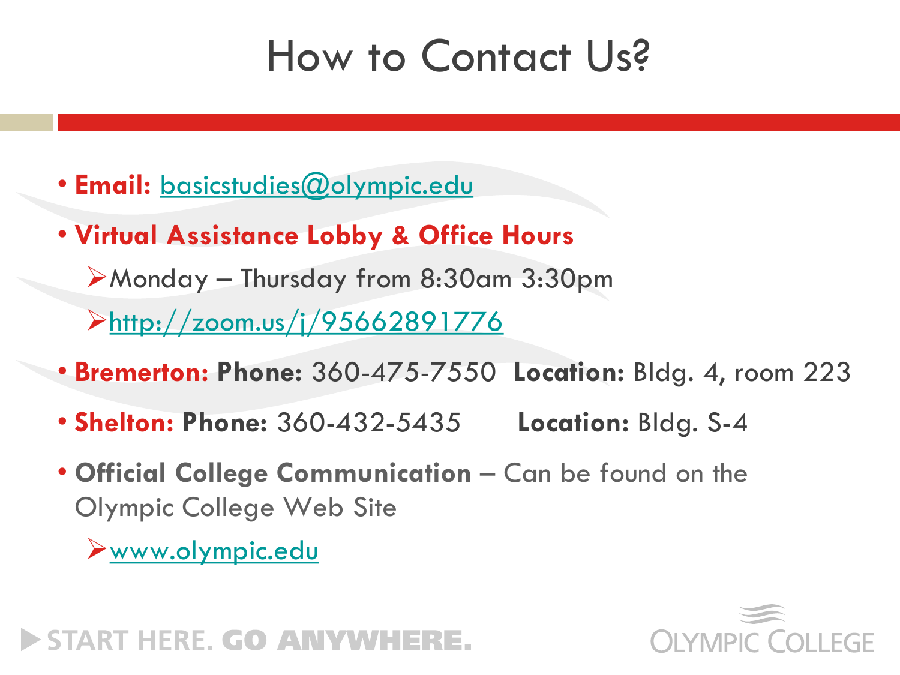# How to Contact Us?

- **Email:** basicstudies@olympic.edu
- **Virtual Assistance Lobby & Office Hours**
  - Monday – Thursday from 8:30am 3:30pm
  - http://zoom.us/j/95662891776
- **Bremerton:** **Phone:** 360-475-7550 **Location:** Bldg. 4, room 223
- **Shelton:** **Phone:** 360-432-5435 **Location:** Bldg. S-4
- **Official College Communication** – Can be found on the Olympic College Web Site
  - www.olympic.edu

START HERE. GO ANYWHERE.

OLYMPIC COLLEGE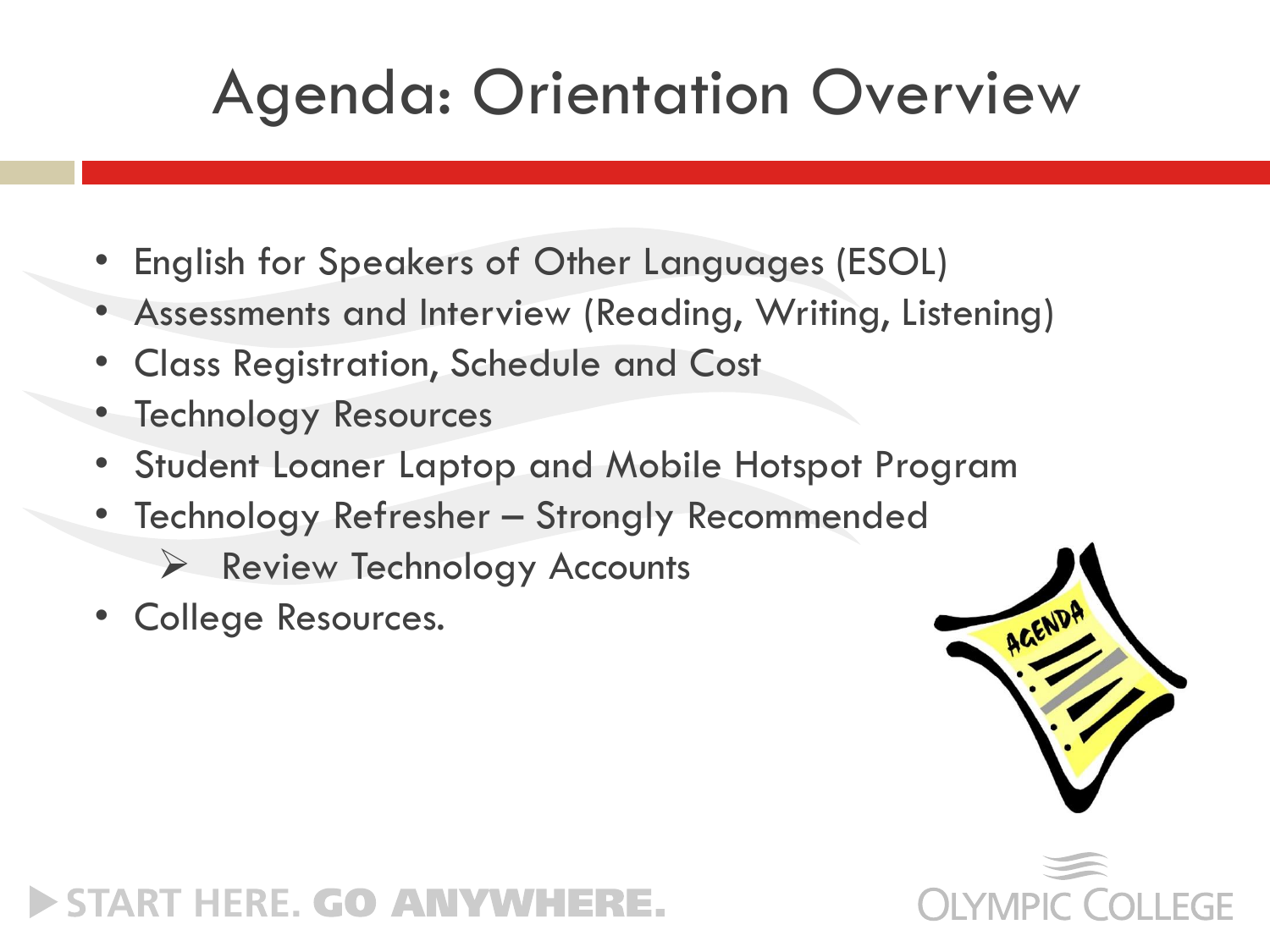# Agenda: Orientation Overview

- English for Speakers of Other Languages (ESOL)
- Assessments and Interview (Reading, Writing, Listening)
- Class Registration, Schedule and Cost
- Technology Resources
- Student Loaner Laptop and Mobile Hotspot Program
- Technology Refresher – Strongly Recommended
  - Review Technology Accounts
- College Resources.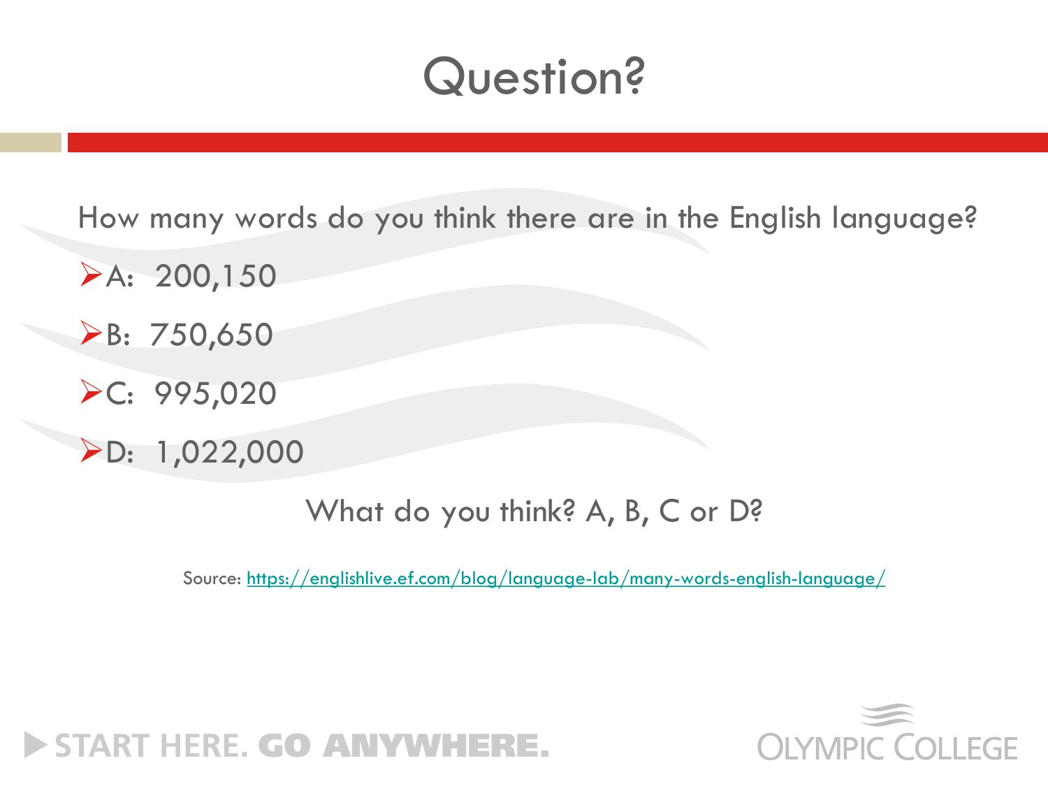# Question?

How many words do you think there are in the English language?

- A: 200,150
- B: 750,650
- C: 995,020
- D: 1,022,000

What do you think? A, B, C or D?

Source: https://englishlive.ef.com/blog/language-lab/many-words-english-language/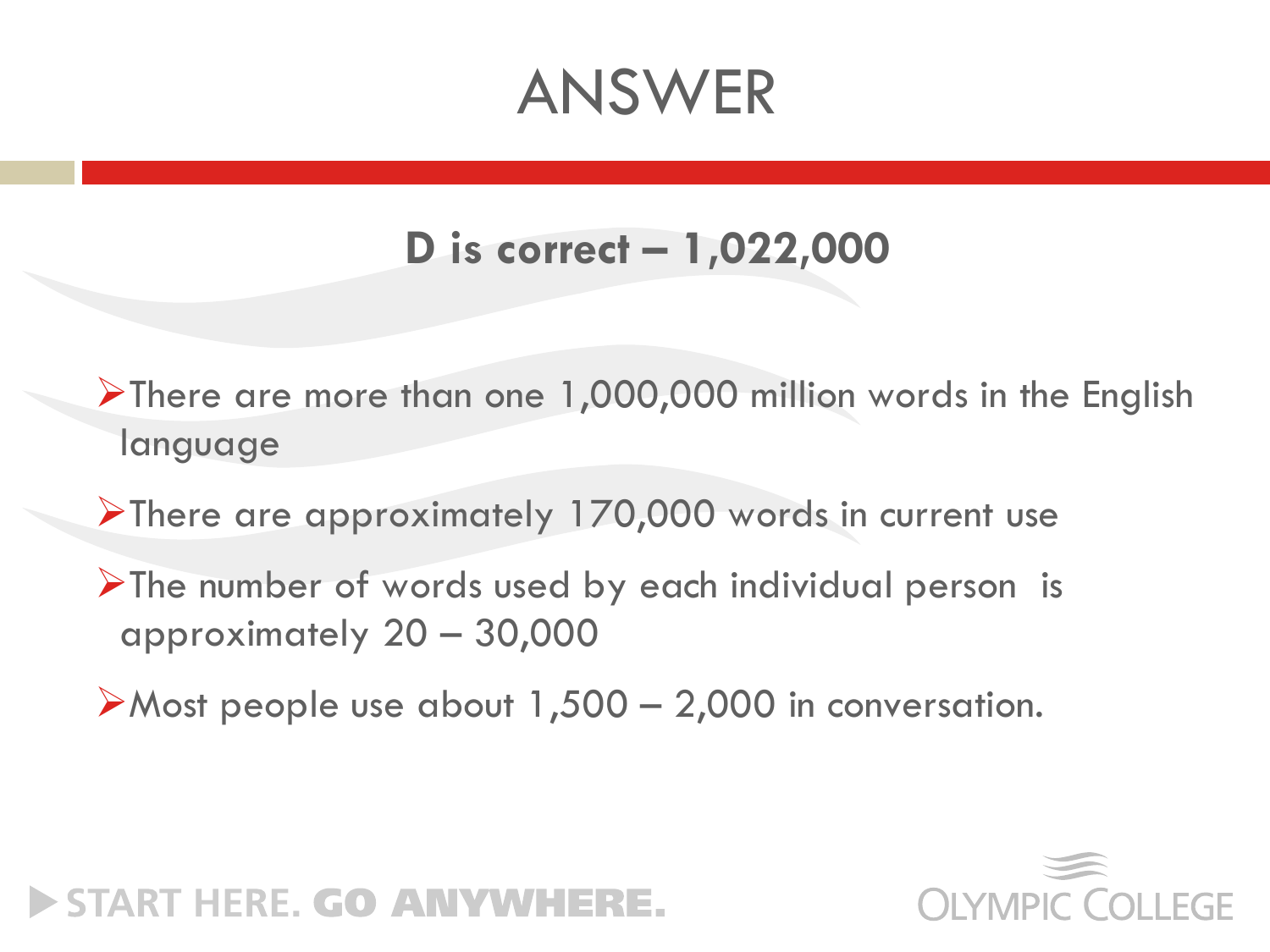# ANSWER

**D is correct – 1,022,000**

- There are more than one 1,000,000 million words in the English language
- There are approximately 170,000 words in current use
- The number of words used by each individual person is approximately 20 – 30,000
- Most people use about 1,500 – 2,000 in conversation.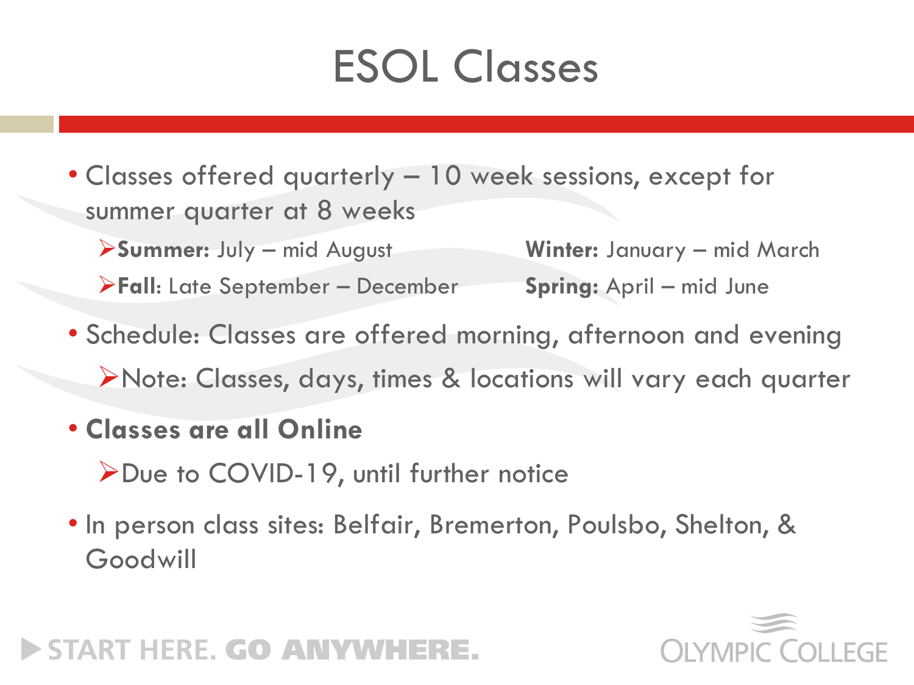# ESOL Classes

- Classes offered quarterly – 10 week sessions, except for summer quarter at 8 weeks
  - **Summer:** July – mid August
  - **Fall**: Late September – December
  - **Winter:** January – mid March
  - **Spring:** April – mid June
- Schedule: Classes are offered morning, afternoon and evening
  - Note: Classes, days, times & locations will vary each quarter
- **Classes are all Online**
  - Due to COVID-19, until further notice
- In person class sites: Belfair, Bremerton, Poulsbo, Shelton, & Goodwill

START HERE. **GO ANYWHERE.**

OLYMPIC COLLEGE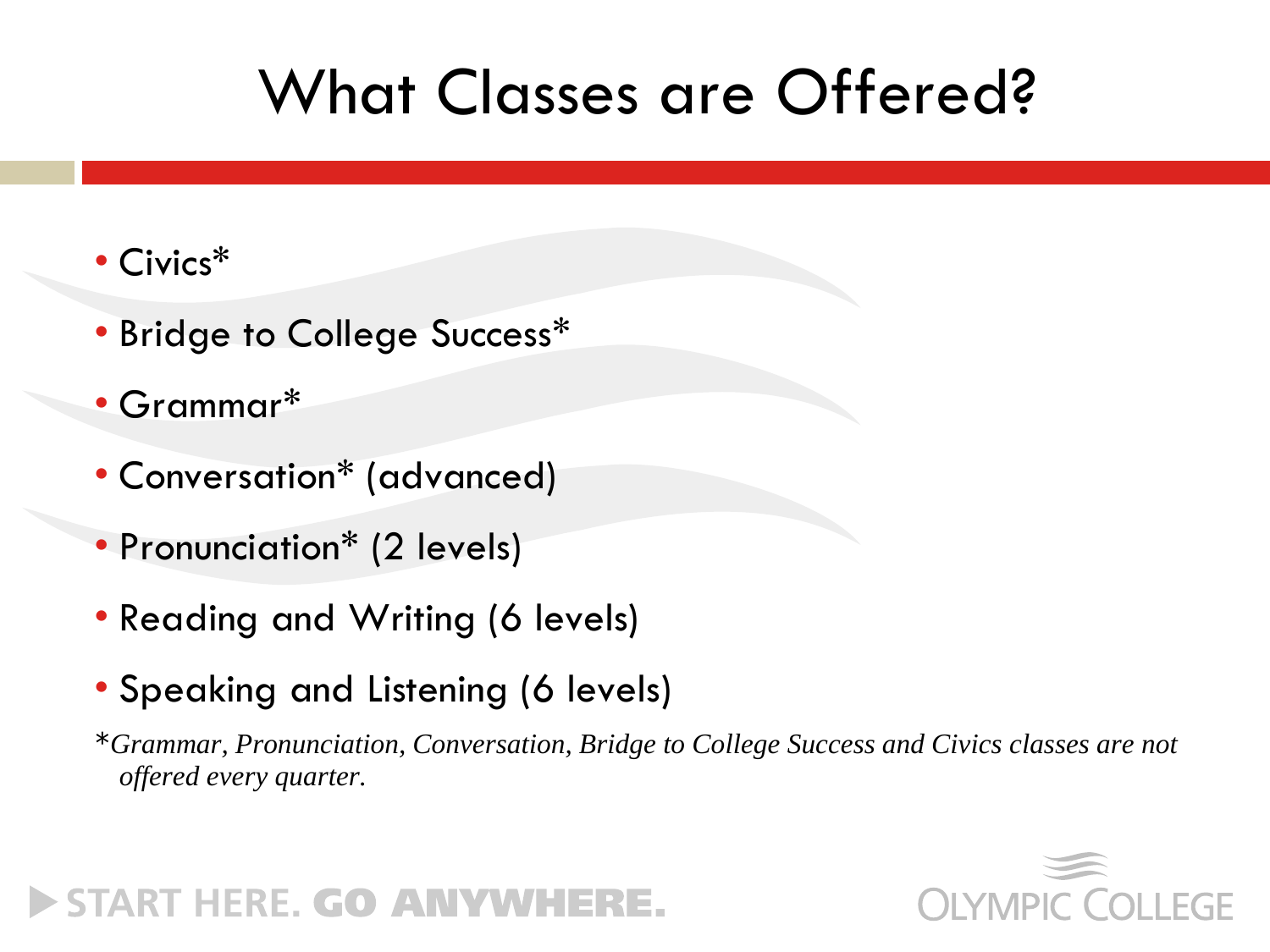# What Classes are Offered?

- Civics*
- Bridge to College Success*
- Grammar*
- Conversation* (advanced)
- Pronunciation* (2 levels)
- Reading and Writing (6 levels)
- Speaking and Listening (6 levels)

**Grammar, Pronunciation, Conversation, Bridge to College Success and Civics classes are not offered every quarter.*

START HERE. GO ANYWHERE.

OLYMPIC COLLEGE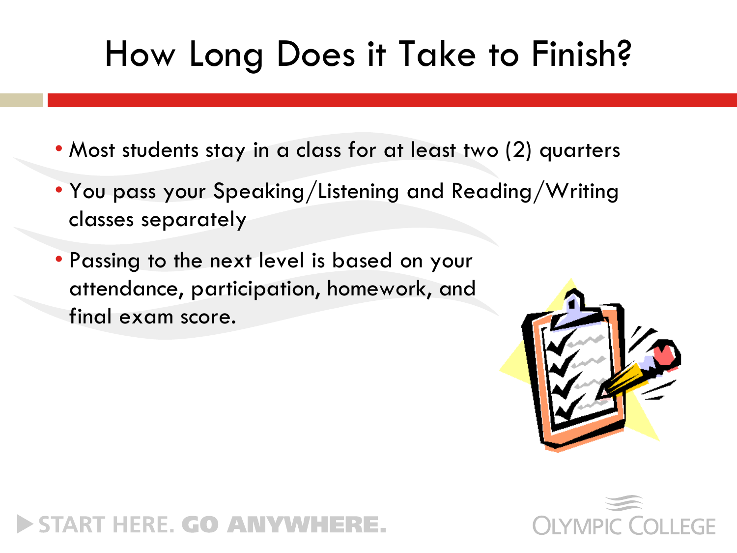# How Long Does it Take to Finish?

- Most students stay in a class for at least two (2) quarters
- You pass your Speaking/Listening and Reading/Writing classes separately
- Passing to the next level is based on your attendance, participation, homework, and final exam score.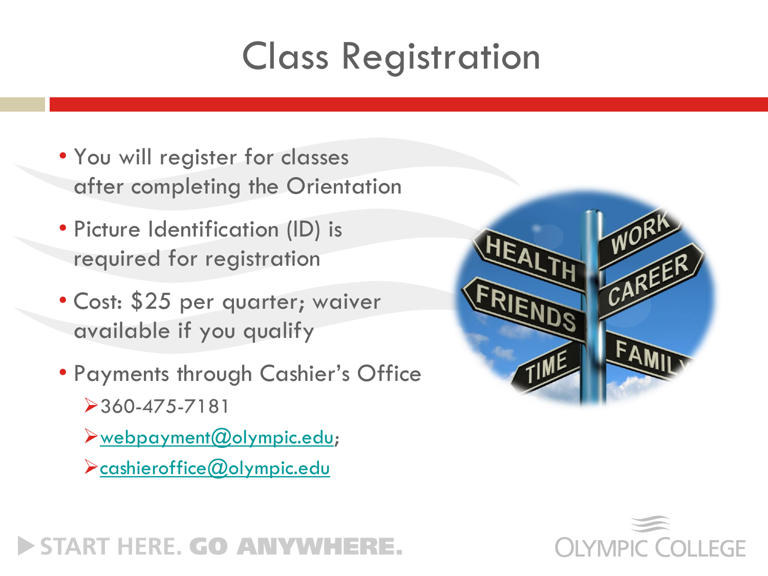# Class Registration

- You will register for classes after completing the Orientation
- Picture Identification (ID) is required for registration
- Cost: $25 per quarter; waiver available if you qualify
- Payments through Cashier's Office
  - 360-475-7181
  - webpayment@olympic.edu;
  - cashieroffice@olympic.edu

START HERE. GO ANYWHERE.

OLYMPIC COLLEGE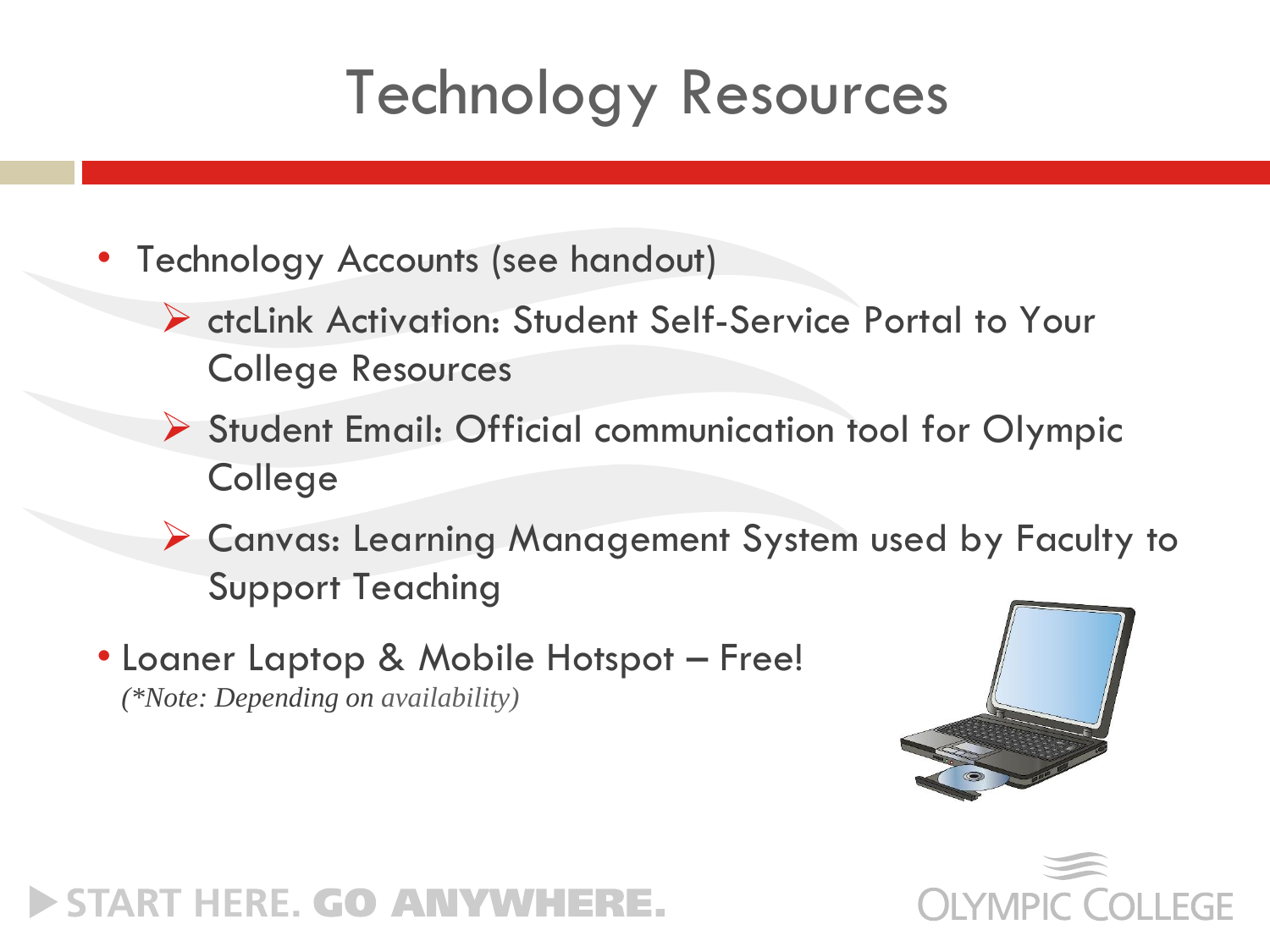# Technology Resources

- Technology Accounts (see handout)
  - ctcLink Activation: Student Self-Service Portal to Your College Resources
  - Student Email: Official communication tool for Olympic College
  - Canvas: Learning Management System used by Faculty to Support Teaching
- Loaner Laptop & Mobile Hotspot – Free!
  *(\*Note: Depending on availability)*

START HERE. **GO ANYWHERE.**

OLYMPIC COLLEGE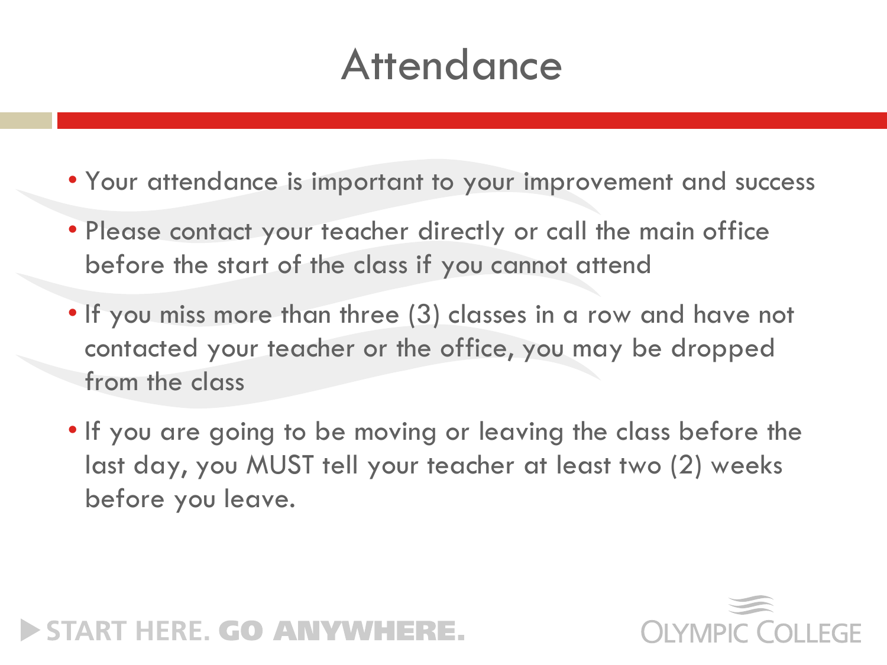# Attendance

- Your attendance is important to your improvement and success
- Please contact your teacher directly or call the main office before the start of the class if you cannot attend
- If you miss more than three (3) classes in a row and have not contacted your teacher or the office, you may be dropped from the class
- If you are going to be moving or leaving the class before the last day, you MUST tell your teacher at least two (2) weeks before you leave.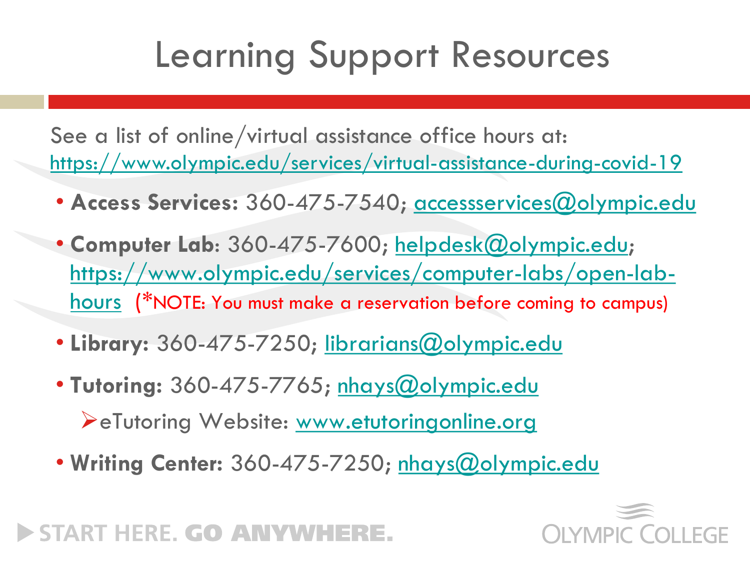# Learning Support Resources

See a list of online/virtual assistance office hours at: https://www.olympic.edu/services/virtual-assistance-during-covid-19

- **Access Services:** 360-475-7540; accessservices@olympic.edu
- **Computer Lab**: 360-475-7600; helpdesk@olympic.edu; https://www.olympic.edu/services/computer-labs/open-lab-hours (*NOTE: You must make a reservation before coming to campus)
- **Library:** 360-475-7250; librarians@olympic.edu
- **Tutoring:** 360-475-7765; nhays@olympic.edu
  - eTutoring Website: www.etutoringonline.org
- **Writing Center:** 360-475-7250; nhays@olympic.edu

START HERE. GO ANYWHERE.

OLYMPIC COLLEGE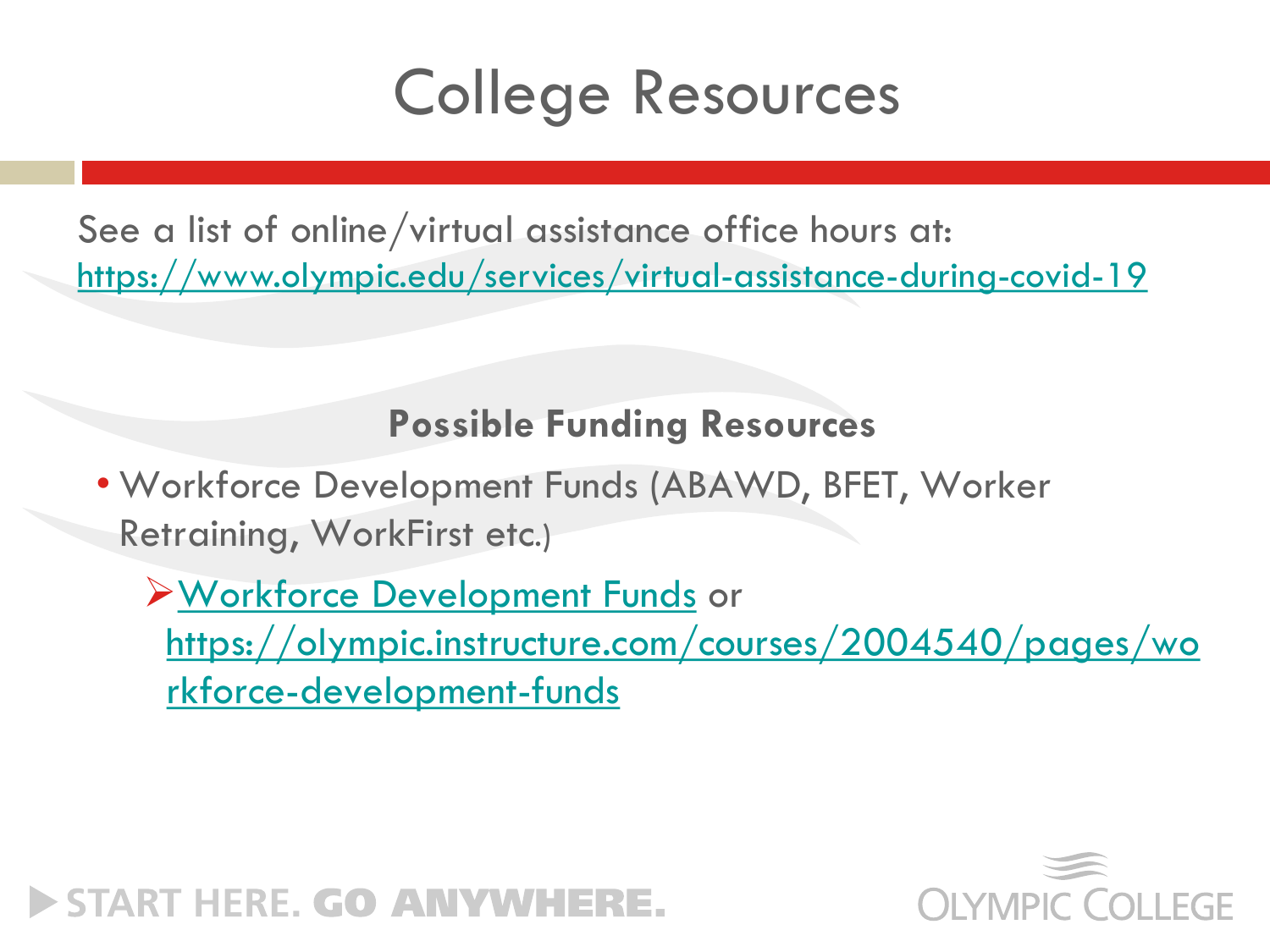# College Resources

See a list of online/virtual assistance office hours at: https://www.olympic.edu/services/virtual-assistance-during-covid-19

**Possible Funding Resources**

- Workforce Development Funds (ABAWD, BFET, Worker Retraining, WorkFirst etc.)
  - Workforce Development Funds or https://olympic.instructure.com/courses/2004540/pages/workforce-development-funds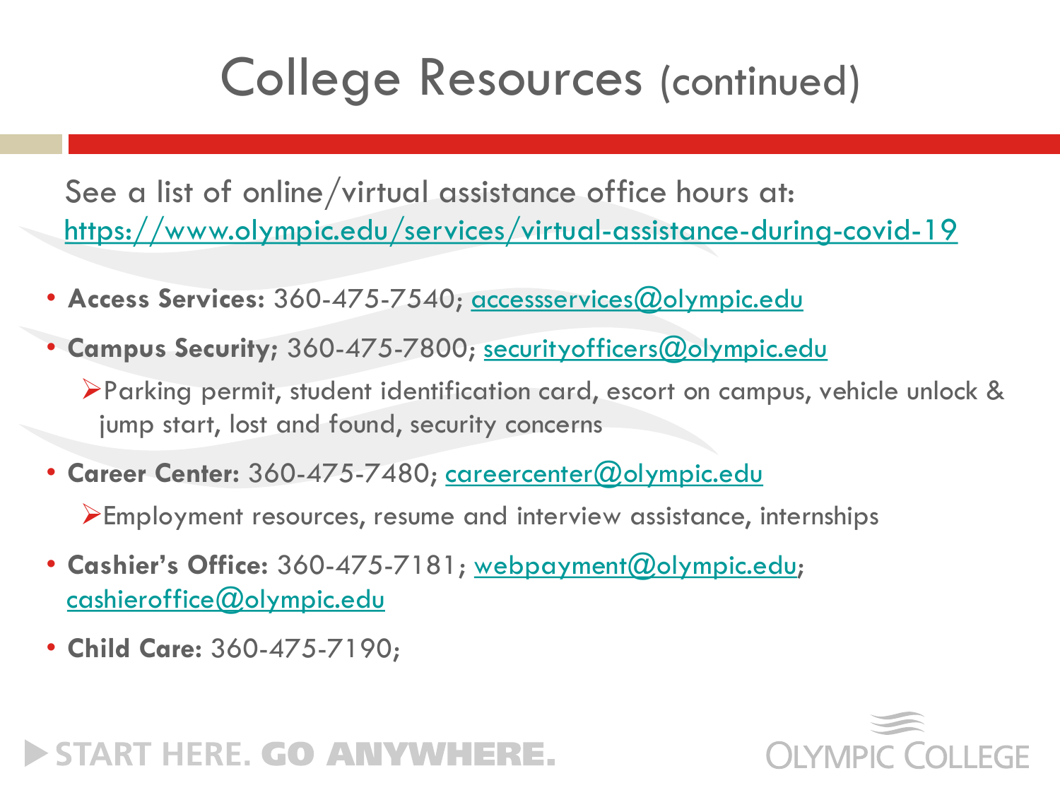# College Resources (continued)

See a list of online/virtual assistance office hours at: https://www.olympic.edu/services/virtual-assistance-during-covid-19

- **Access Services:** 360-475-7540; accessservices@olympic.edu
- **Campus Security;** 360-475-7800; securityofficers@olympic.edu
  - Parking permit, student identification card, escort on campus, vehicle unlock & jump start, lost and found, security concerns
- **Career Center:** 360-475-7480; careercenter@olympic.edu
  - Employment resources, resume and interview assistance, internships
- **Cashier's Office:** 360-475-7181; webpayment@olympic.edu; cashieroffice@olympic.edu
- **Child Care:** 360-475-7190;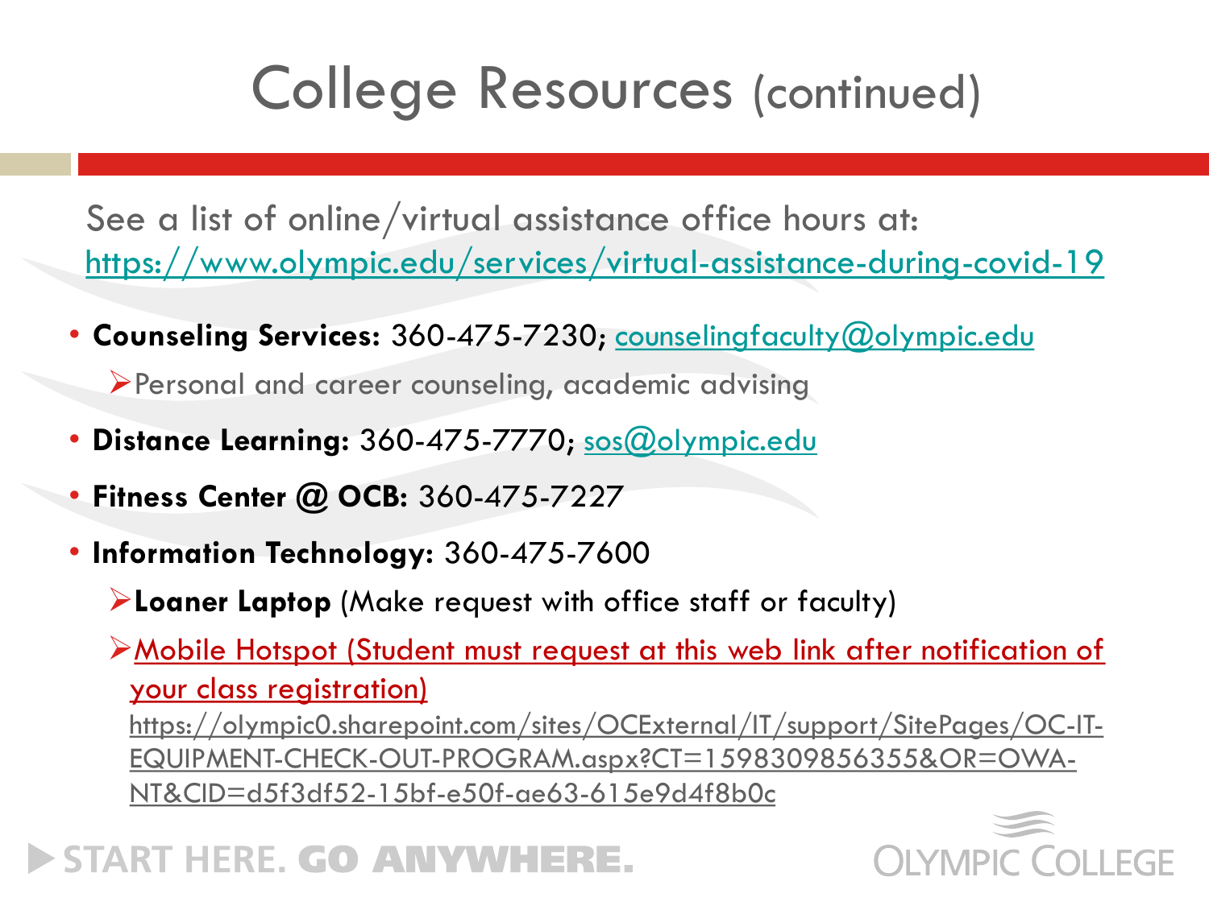# College Resources (continued)

See a list of online/virtual assistance office hours at: https://www.olympic.edu/services/virtual-assistance-during-covid-19

- **Counseling Services:** 360-475-7230; counselingfaculty@olympic.edu
  - Personal and career counseling, academic advising
- **Distance Learning:** 360-475-7770; sos@olympic.edu
- **Fitness Center @ OCB:** 360-475-7227
- **Information Technology:** 360-475-7600
  - **Loaner Laptop** (Make request with office staff or faculty)
  - Mobile Hotspot (Student must request at this web link after notification of your class registration) https://olympic0.sharepoint.com/sites/OCExternal/IT/support/SitePages/OC-IT-EQUIPMENT-CHECK-OUT-PROGRAM.aspx?CT=1598309856355&OR=OWA-NT&CID=d5f3df52-15bf-e50f-ae63-615e9d4f8b0c

START HERE. GO ANYWHERE.

OLYMPIC COLLEGE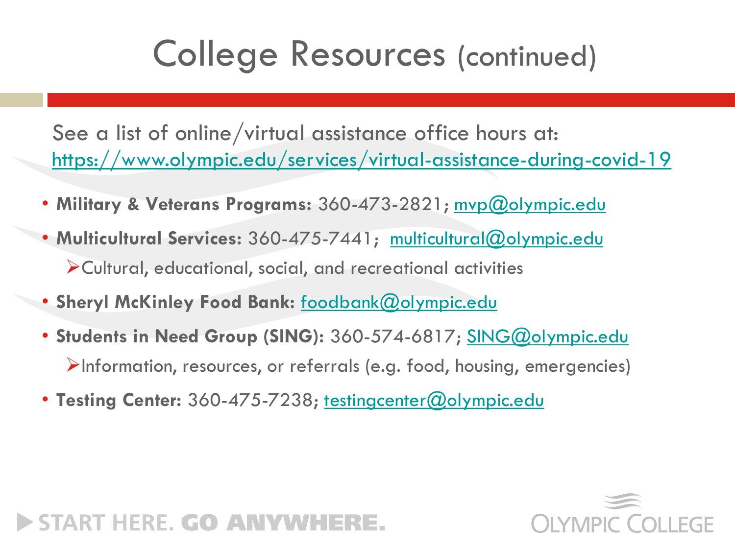# College Resources (continued)

See a list of online/virtual assistance office hours at: https://www.olympic.edu/services/virtual-assistance-during-covid-19

- **Military & Veterans Programs:** 360-473-2821; mvp@olympic.edu
- **Multicultural Services:** 360-475-7441; multicultural@olympic.edu
  - Cultural, educational, social, and recreational activities
- **Sheryl McKinley Food Bank:** foodbank@olympic.edu
- **Students in Need Group (SING):** 360-574-6817; SING@olympic.edu
  - Information, resources, or referrals (e.g. food, housing, emergencies)
- **Testing Center:** 360-475-7238; testingcenter@olympic.edu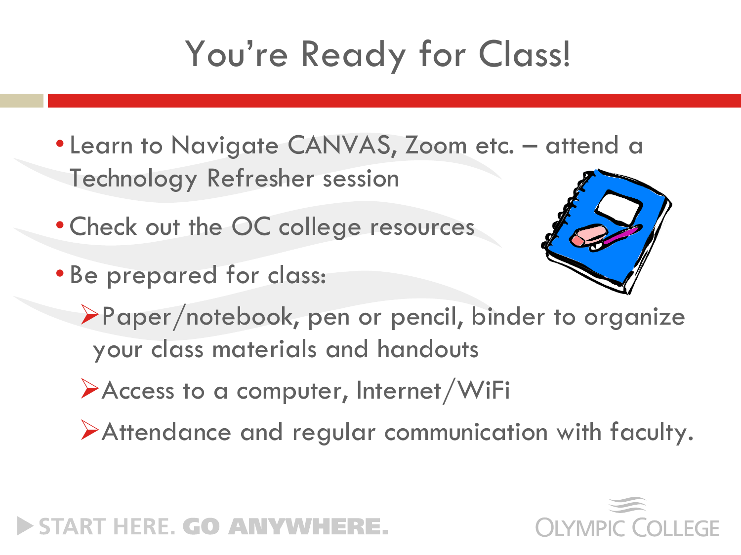# You're Ready for Class!

- Learn to Navigate CANVAS, Zoom etc. – attend a Technology Refresher session
- Check out the OC college resources
- Be prepared for class:
  - Paper/notebook, pen or pencil, binder to organize your class materials and handouts
  - Access to a computer, Internet/WiFi
  - Attendance and regular communication with faculty.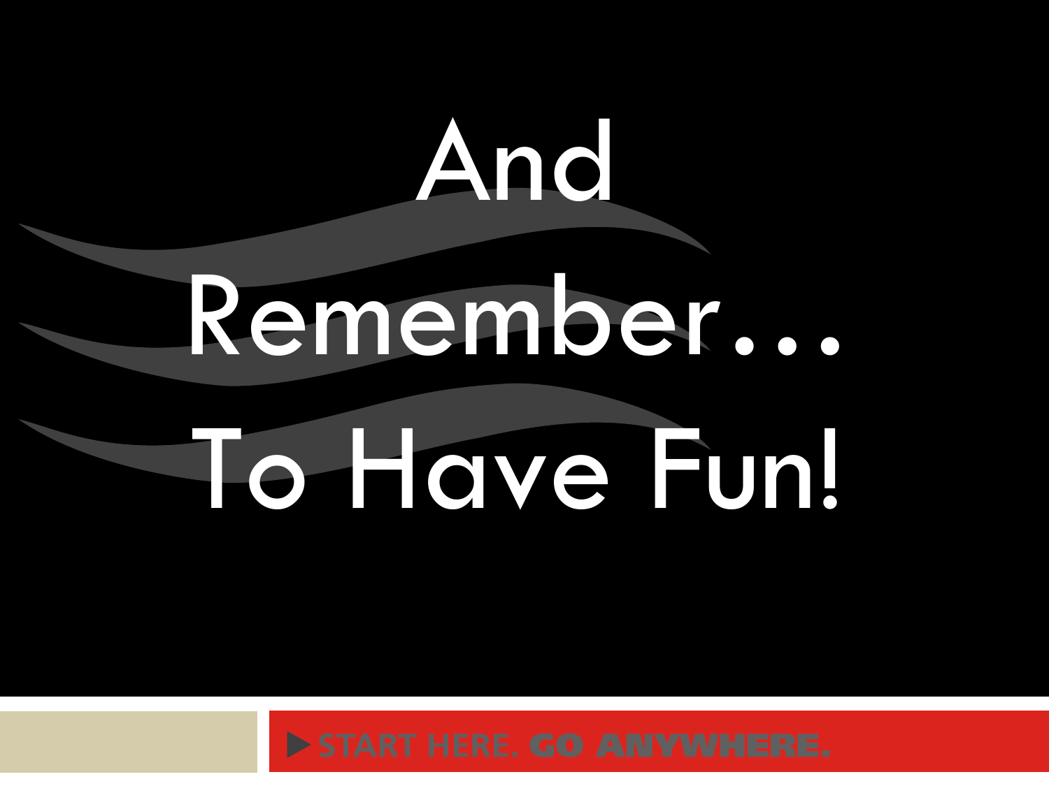# And Remember… To Have Fun!

START HERE. GO ANYWHERE.